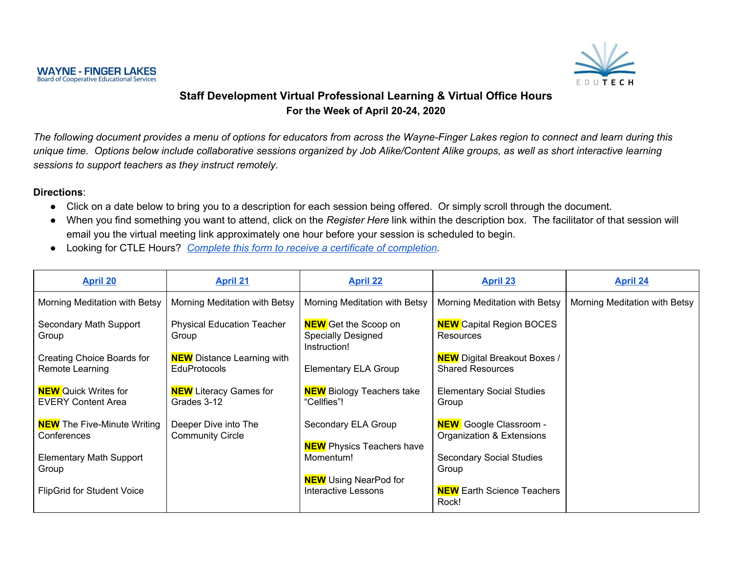WAYNE - FINGER LAKES
Board of Cooperative Educational Services

EDUTECH

## Staff Development Virtual Professional Learning & Virtual Office Hours
### For the Week of April 20-24, 2020

*The following document provides a menu of options for educators from across the Wayne-Finger Lakes region to connect and learn during this unique time. Options below include collaborative sessions organized by Job Alike/Content Alike groups, as well as short interactive learning sessions to support teachers as they instruct remotely.*

**Directions**:

- Click on a date below to bring you to a description for each session being offered. Or simply scroll through the document.
- When you find something you want to attend, click on the *Register Here* link within the description box. The facilitator of that session will email you the virtual meeting link approximately one hour before your session is scheduled to begin.
- Looking for CTLE Hours? *Complete this form to receive a certificate of completion*.

| April 20 | April 21 | April 22 | April 23 | April 24 |
|---|---|---|---|---|
| Morning Meditation with Betsy<br><br>Secondary Math Support Group<br><br>Creating Choice Boards for Remote Learning<br><br>**NEW** Quick Writes for EVERY Content Area<br><br>**NEW** The Five-Minute Writing Conferences<br><br>Elementary Math Support Group<br><br>FlipGrid for Student Voice | Morning Meditation with Betsy<br><br>Physical Education Teacher Group<br><br>**NEW** Distance Learning with EduProtocols<br><br>**NEW** Literacy Games for Grades 3-12<br><br>Deeper Dive into The Community Circle | Morning Meditation with Betsy<br><br>**NEW** Get the Scoop on Specially Designed Instruction!<br><br>Elementary ELA Group<br><br>**NEW** Biology Teachers take "Cellfies"!<br><br>Secondary ELA Group<br><br>**NEW** Physics Teachers have Momentum!<br><br>**NEW** Using NearPod for Interactive Lessons | Morning Meditation with Betsy<br><br>**NEW** Capital Region BOCES Resources<br><br>**NEW** Digital Breakout Boxes / Shared Resources<br><br>Elementary Social Studies Group<br><br>**NEW** Google Classroom - Organization & Extensions<br><br>Secondary Social Studies Group<br><br>**NEW** Earth Science Teachers Rock! | Morning Meditation with Betsy |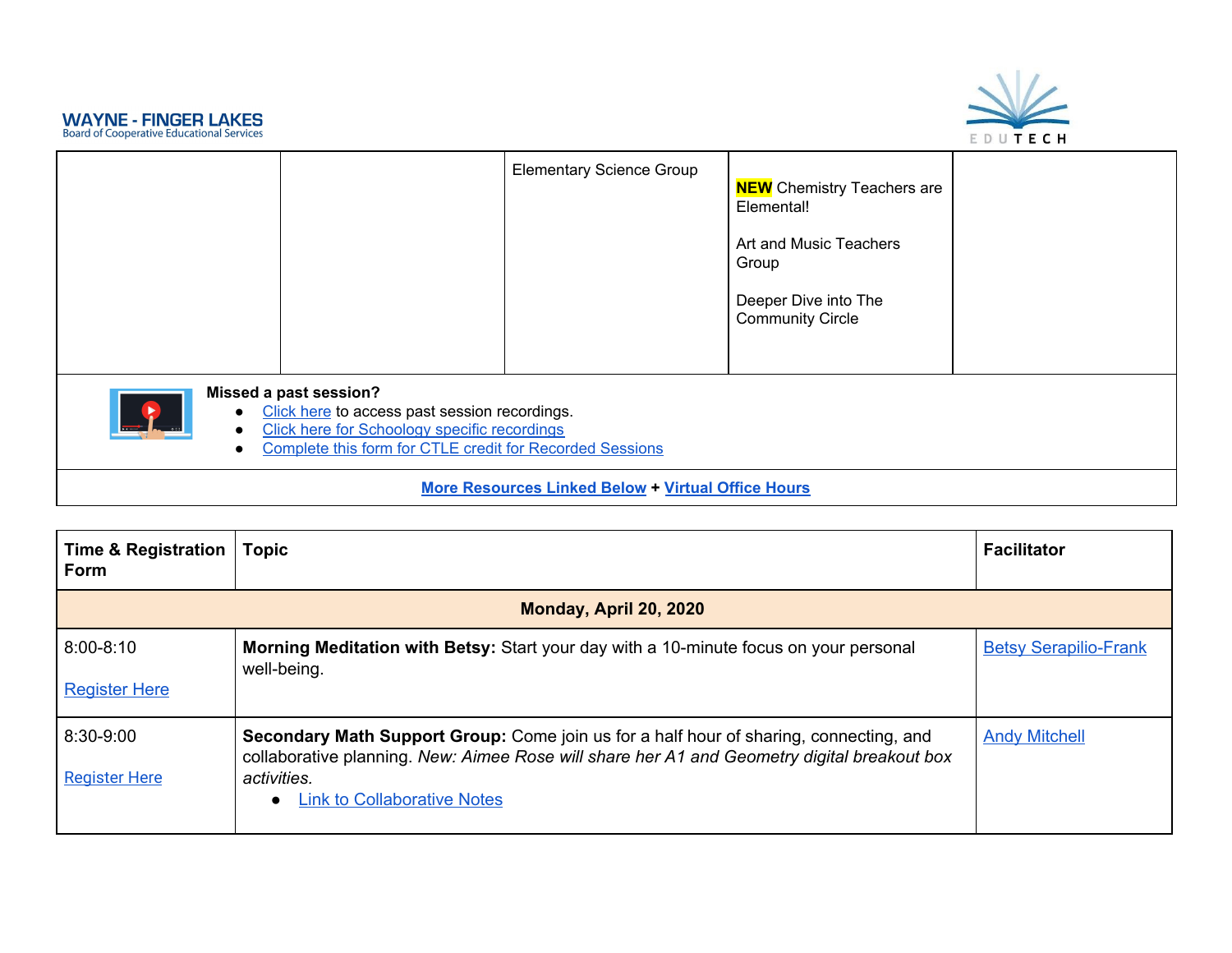| | | | | |
|---|---|---|---|---|
| | | Elementary Science Group | **NEW** Chemistry Teachers are Elemental!<br><br>Art and Music Teachers Group<br><br>Deeper Dive into The Community Circle | |

**Missed a past session?**

- Click here to access past session recordings.
- Click here for Schoology specific recordings
- Complete this form for CTLE credit for Recorded Sessions

**More Resources Linked Below** + **Virtual Office Hours**

| Time & Registration Form | Topic | Facilitator |
|---|---|---|
| **Monday, April 20, 2020** | | |
| 8:00-8:10<br><br>Register Here | **Morning Meditation with Betsy:** Start your day with a 10-minute focus on your personal well-being. | Betsy Serapilio-Frank |
| 8:30-9:00<br><br>Register Here | **Secondary Math Support Group:** Come join us for a half hour of sharing, connecting, and collaborative planning. *New: Aimee Rose will share her A1 and Geometry digital breakout box activities.*<br>• Link to Collaborative Notes | Andy Mitchell |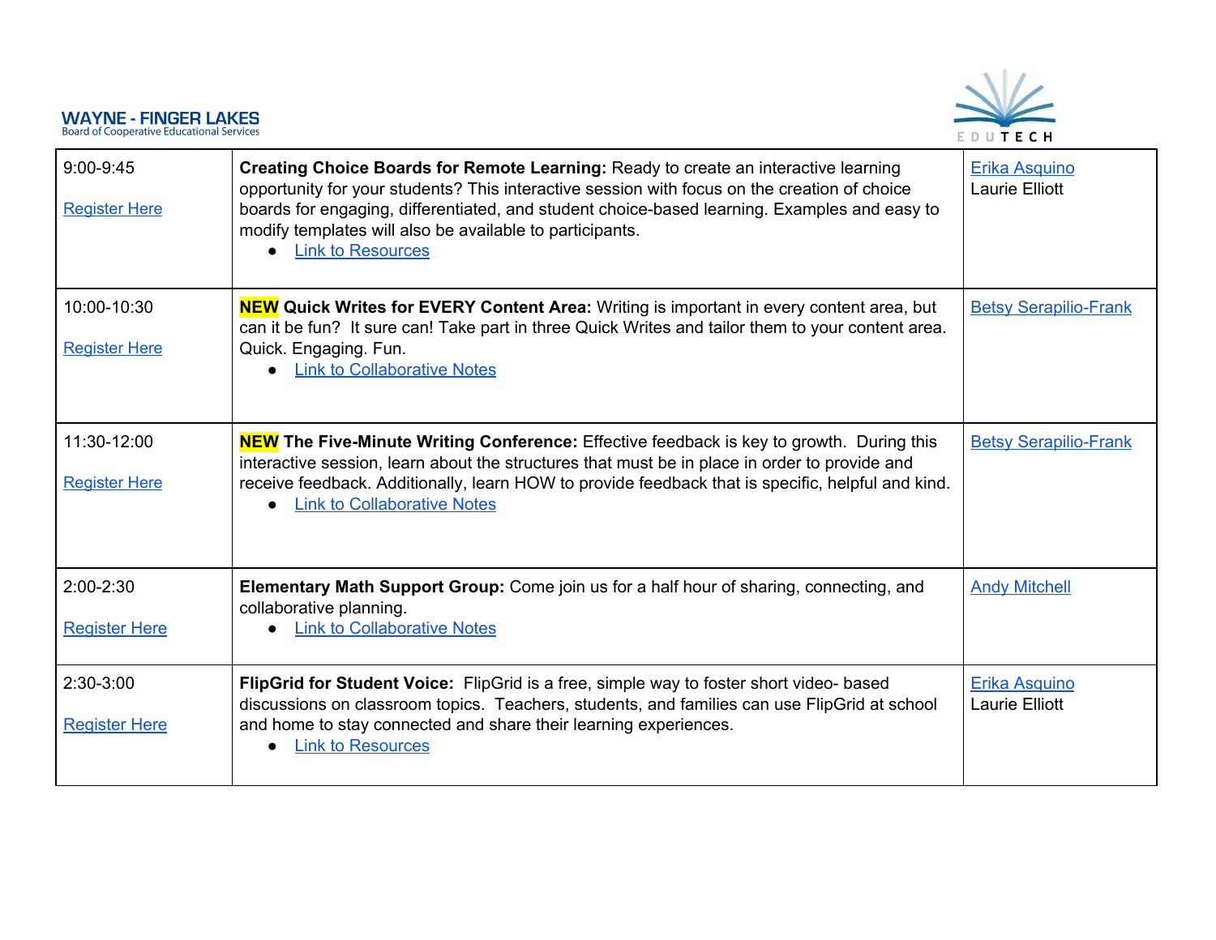| | | |
|---|---|---|
| 9:00-9:45<br><br>Register Here | **Creating Choice Boards for Remote Learning:** Ready to create an interactive learning opportunity for your students? This interactive session with focus on the creation of choice boards for engaging, differentiated, and student choice-based learning. Examples and easy to modify templates will also be available to participants.<br>• Link to Resources | Erika Asquino<br>Laurie Elliott |
| 10:00-10:30<br><br>Register Here | **NEW Quick Writes for EVERY Content Area:** Writing is important in every content area, but can it be fun? It sure can! Take part in three Quick Writes and tailor them to your content area. Quick. Engaging. Fun.<br>• Link to Collaborative Notes | Betsy Serapilio-Frank |
| 11:30-12:00<br><br>Register Here | **NEW The Five-Minute Writing Conference:** Effective feedback is key to growth. During this interactive session, learn about the structures that must be in place in order to provide and receive feedback. Additionally, learn HOW to provide feedback that is specific, helpful and kind.<br>• Link to Collaborative Notes | Betsy Serapilio-Frank |
| 2:00-2:30<br><br>Register Here | **Elementary Math Support Group:** Come join us for a half hour of sharing, connecting, and collaborative planning.<br>• Link to Collaborative Notes | Andy Mitchell |
| 2:30-3:00<br><br>Register Here | **FlipGrid for Student Voice:** FlipGrid is a free, simple way to foster short video- based discussions on classroom topics. Teachers, students, and families can use FlipGrid at school and home to stay connected and share their learning experiences.<br>• Link to Resources | Erika Asquino<br>Laurie Elliott |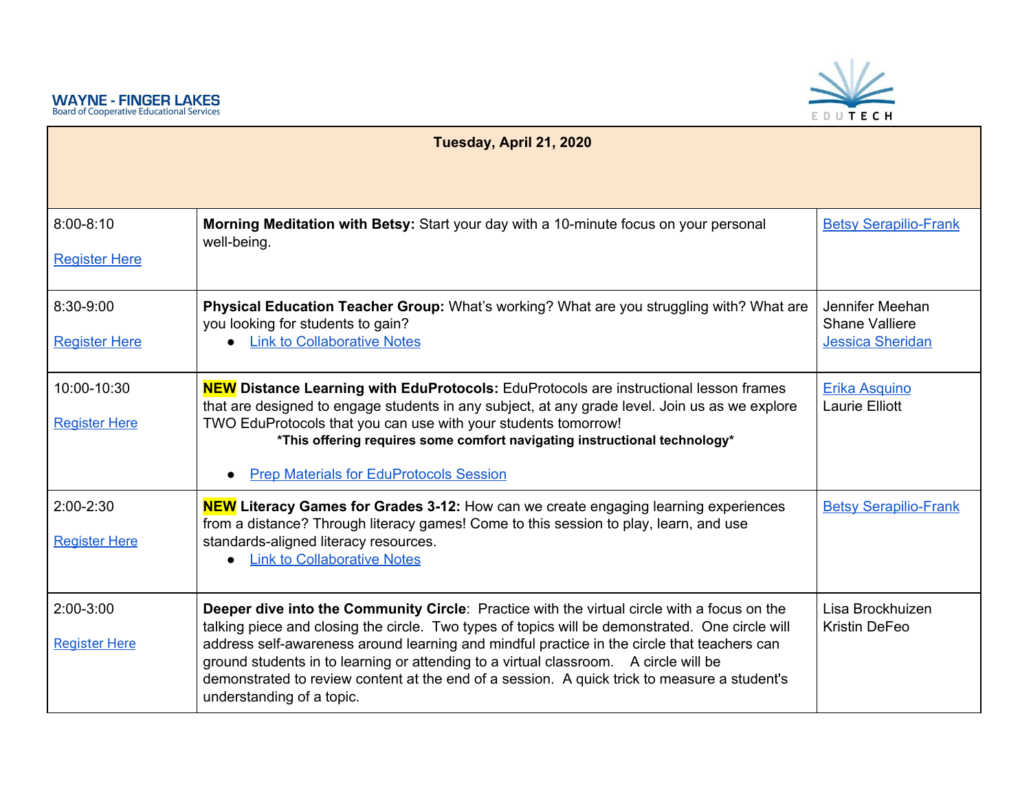WAYNE - FINGER LAKES
Board of Cooperative Educational Services

EDUTECH

| Tuesday, April 21, 2020 | | |
|---|---|---|
| 8:00-8:10<br><br>Register Here | **Morning Meditation with Betsy:** Start your day with a 10-minute focus on your personal well-being. | Betsy Serapilio-Frank |
| 8:30-9:00<br><br>Register Here | **Physical Education Teacher Group:** What's working? What are you struggling with? What are you looking for students to gain?<br>● Link to Collaborative Notes | Jennifer Meehan<br>Shane Valliere<br>Jessica Sheridan |
| 10:00-10:30<br><br>Register Here | **NEW Distance Learning with EduProtocols:** EduProtocols are instructional lesson frames that are designed to engage students in any subject, at any grade level. Join us as we explore TWO EduProtocols that you can use with your students tomorrow!<br>***This offering requires some comfort navigating instructional technology***<br><br>● Prep Materials for EduProtocols Session | Erika Asquino<br>Laurie Elliott |
| 2:00-2:30<br><br>Register Here | **NEW Literacy Games for Grades 3-12:** How can we create engaging learning experiences from a distance? Through literacy games! Come to this session to play, learn, and use standards-aligned literacy resources.<br>● Link to Collaborative Notes | Betsy Serapilio-Frank |
| 2:00-3:00<br><br>Register Here | **Deeper dive into the Community Circle**: Practice with the virtual circle with a focus on the talking piece and closing the circle. Two types of topics will be demonstrated. One circle will address self-awareness around learning and mindful practice in the circle that teachers can ground students in to learning or attending to a virtual classroom. A circle will be demonstrated to review content at the end of a session. A quick trick to measure a student's understanding of a topic. | Lisa Brockhuizen<br>Kristin DeFeo |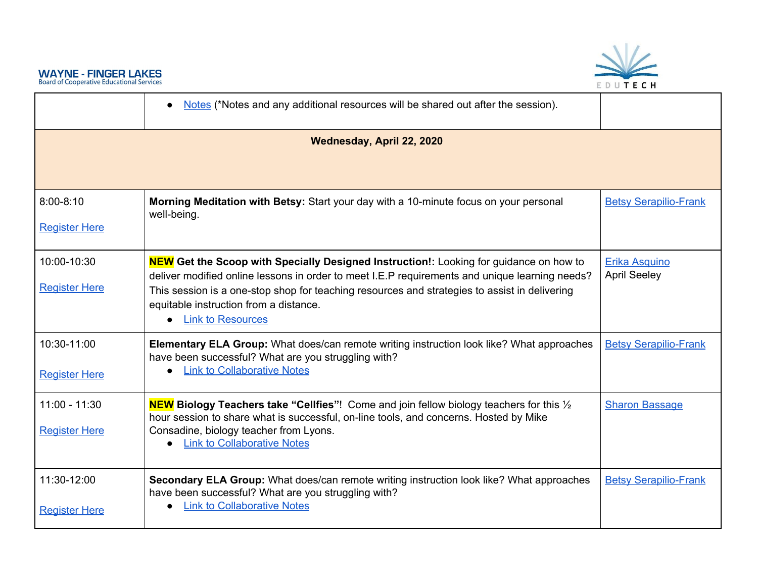| | | |
|---|---|---|
| | • Notes (*Notes and any additional resources will be shared out after the session). | |
| **Wednesday, April 22, 2020** | | |
| 8:00-8:10<br><br>Register Here | **Morning Meditation with Betsy:** Start your day with a 10-minute focus on your personal well-being. | Betsy Serapilio-Frank |
| 10:00-10:30<br><br>Register Here | **NEW Get the Scoop with Specially Designed Instruction!:** Looking for guidance on how to deliver modified online lessons in order to meet I.E.P requirements and unique learning needs? This session is a one-stop shop for teaching resources and strategies to assist in delivering equitable instruction from a distance.<br>• Link to Resources | Erika Asquino<br>April Seeley |
| 10:30-11:00<br><br>Register Here | **Elementary ELA Group:** What does/can remote writing instruction look like? What approaches have been successful? What are you struggling with?<br>• Link to Collaborative Notes | Betsy Serapilio-Frank |
| 11:00 - 11:30<br><br>Register Here | **NEW Biology Teachers take "Cellfies"**! Come and join fellow biology teachers for this ½ hour session to share what is successful, on-line tools, and concerns. Hosted by Mike Consadine, biology teacher from Lyons.<br>• Link to Collaborative Notes | Sharon Bassage |
| 11:30-12:00<br><br>Register Here | **Secondary ELA Group:** What does/can remote writing instruction look like? What approaches have been successful? What are you struggling with?<br>• Link to Collaborative Notes | Betsy Serapilio-Frank |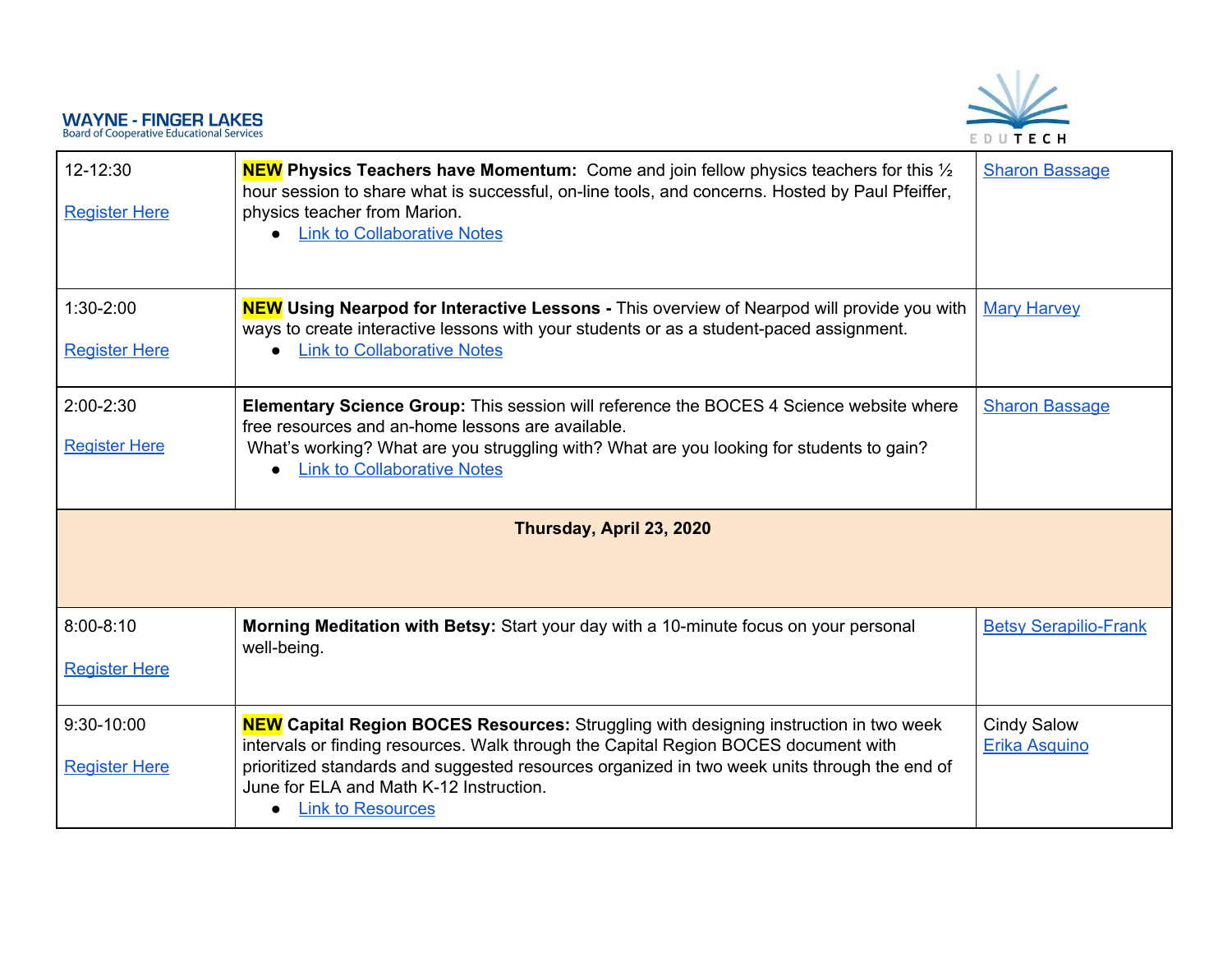| | | |
|---|---|---|
| 12-12:30<br><br>Register Here | **NEW Physics Teachers have Momentum:** Come and join fellow physics teachers for this ½ hour session to share what is successful, on-line tools, and concerns. Hosted by Paul Pfeiffer, physics teacher from Marion.<br>• Link to Collaborative Notes | Sharon Bassage |
| 1:30-2:00<br><br>Register Here | **NEW Using Nearpod for Interactive Lessons -** This overview of Nearpod will provide you with ways to create interactive lessons with your students or as a student-paced assignment.<br>• Link to Collaborative Notes | Mary Harvey |
| 2:00-2:30<br><br>Register Here | **Elementary Science Group:** This session will reference the BOCES 4 Science website where free resources and an-home lessons are available.<br>What's working? What are you struggling with? What are you looking for students to gain?<br>• Link to Collaborative Notes | Sharon Bassage |
| | **Thursday, April 23, 2020** | |
| 8:00-8:10<br><br>Register Here | **Morning Meditation with Betsy:** Start your day with a 10-minute focus on your personal well-being. | Betsy Serapilio-Frank |
| 9:30-10:00<br><br>Register Here | **NEW Capital Region BOCES Resources:** Struggling with designing instruction in two week intervals or finding resources. Walk through the Capital Region BOCES document with prioritized standards and suggested resources organized in two week units through the end of June for ELA and Math K-12 Instruction.<br>• Link to Resources | Cindy Salow<br>Erika Asquino |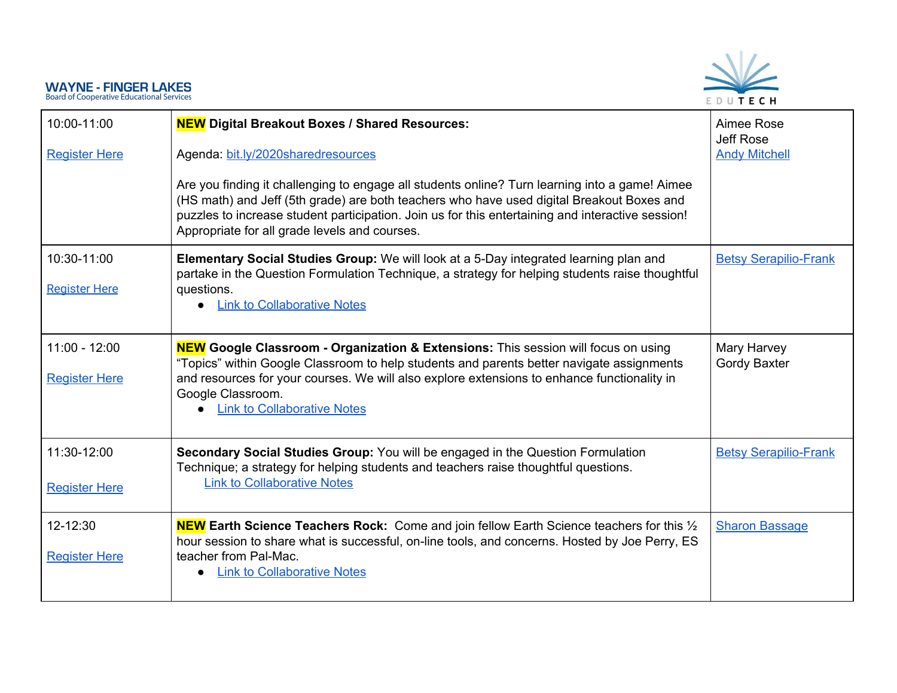| | | |
|---|---|---|
| 10:00-11:00<br><br>Register Here | **NEW Digital Breakout Boxes / Shared Resources:**<br><br>Agenda: bit.ly/2020sharedresources<br><br>Are you finding it challenging to engage all students online? Turn learning into a game! Aimee (HS math) and Jeff (5th grade) are both teachers who have used digital Breakout Boxes and puzzles to increase student participation. Join us for this entertaining and interactive session! Appropriate for all grade levels and courses. | Aimee Rose<br>Jeff Rose<br>Andy Mitchell |
| 10:30-11:00<br><br>Register Here | **Elementary Social Studies Group:** We will look at a 5-Day integrated learning plan and partake in the Question Formulation Technique, a strategy for helping students raise thoughtful questions.<br>• Link to Collaborative Notes | Betsy Serapilio-Frank |
| 11:00 - 12:00<br><br>Register Here | **NEW Google Classroom - Organization & Extensions:** This session will focus on using "Topics" within Google Classroom to help students and parents better navigate assignments and resources for your courses. We will also explore extensions to enhance functionality in Google Classroom.<br>• Link to Collaborative Notes | Mary Harvey<br>Gordy Baxter |
| 11:30-12:00<br><br>Register Here | **Secondary Social Studies Group:** You will be engaged in the Question Formulation Technique; a strategy for helping students and teachers raise thoughtful questions.<br>Link to Collaborative Notes | Betsy Serapilio-Frank |
| 12-12:30<br><br>Register Here | **NEW Earth Science Teachers Rock:** Come and join fellow Earth Science teachers for this ½ hour session to share what is successful, on-line tools, and concerns. Hosted by Joe Perry, ES teacher from Pal-Mac.<br>• Link to Collaborative Notes | Sharon Bassage |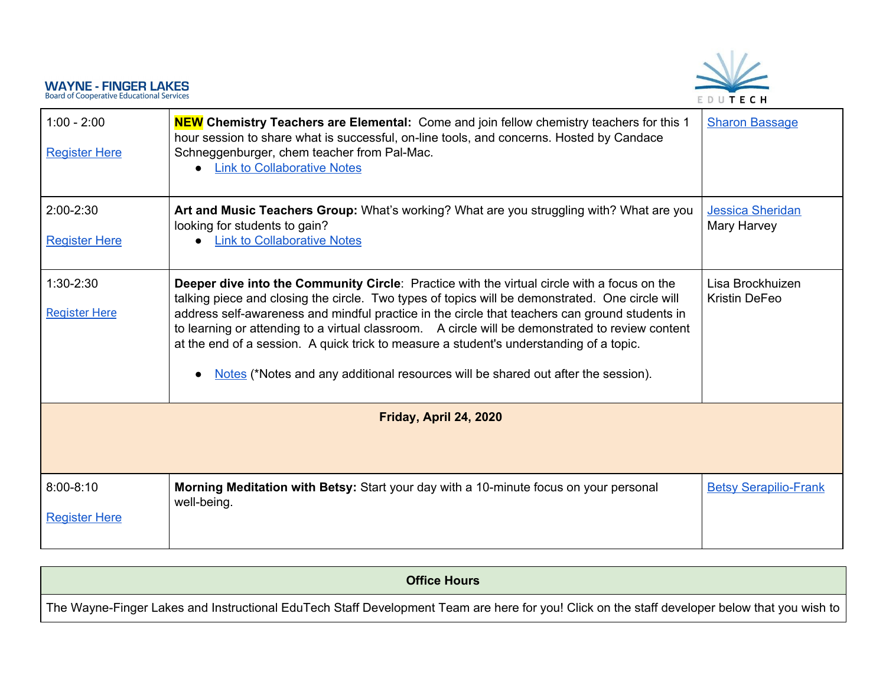| | | |
|---|---|---|
| 1:00 - 2:00<br><br>Register Here | **NEW Chemistry Teachers are Elemental:** Come and join fellow chemistry teachers for this 1 hour session to share what is successful, on-line tools, and concerns. Hosted by Candace Schneggenburger, chem teacher from Pal-Mac.<br>• Link to Collaborative Notes | Sharon Bassage |
| 2:00-2:30<br><br>Register Here | **Art and Music Teachers Group:** What's working? What are you struggling with? What are you looking for students to gain?<br>• Link to Collaborative Notes | Jessica Sheridan<br>Mary Harvey |
| 1:30-2:30<br><br>Register Here | **Deeper dive into the Community Circle**: Practice with the virtual circle with a focus on the talking piece and closing the circle. Two types of topics will be demonstrated. One circle will address self-awareness and mindful practice in the circle that teachers can ground students in to learning or attending to a virtual classroom. A circle will be demonstrated to review content at the end of a session. A quick trick to measure a student's understanding of a topic.<br><br>• Notes (*Notes and any additional resources will be shared out after the session). | Lisa Brockhuizen<br>Kristin DeFeo |
| **Friday, April 24, 2020** | | |
| 8:00-8:10<br><br>Register Here | **Morning Meditation with Betsy:** Start your day with a 10-minute focus on your personal well-being. | Betsy Serapilio-Frank |

| **Office Hours** |
|---|
| The Wayne-Finger Lakes and Instructional EduTech Staff Development Team are here for you! Click on the staff developer below that you wish to |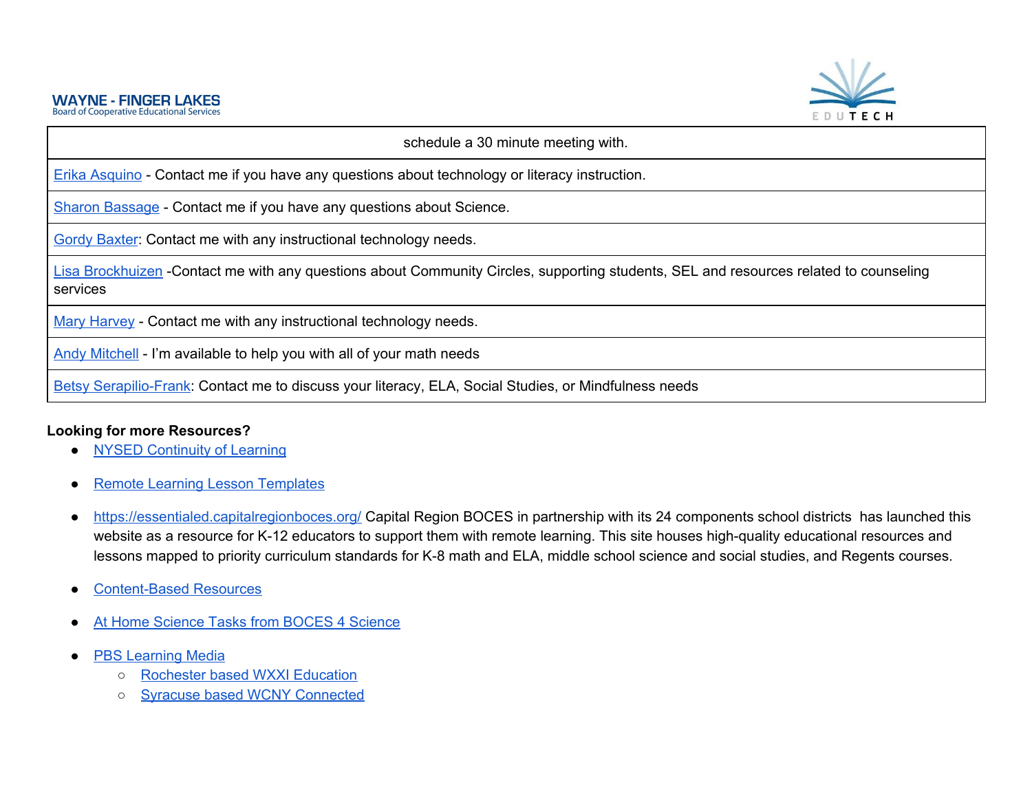| schedule a 30 minute meeting with. |
|---|
| Erika Asquino - Contact me if you have any questions about technology or literacy instruction. |
| Sharon Bassage - Contact me if you have any questions about Science. |
| Gordy Baxter: Contact me with any instructional technology needs. |
| Lisa Brockhuizen -Contact me with any questions about Community Circles, supporting students, SEL and resources related to counseling services |
| Mary Harvey - Contact me with any instructional technology needs. |
| Andy Mitchell - I'm available to help you with all of your math needs |
| Betsy Serapilio-Frank: Contact me to discuss your literacy, ELA, Social Studies, or Mindfulness needs |

**Looking for more Resources?**

- NYSED Continuity of Learning
- Remote Learning Lesson Templates
- https://essentialed.capitalregionboces.org/ Capital Region BOCES in partnership with its 24 components school districts has launched this website as a resource for K-12 educators to support them with remote learning. This site houses high-quality educational resources and lessons mapped to priority curriculum standards for K-8 math and ELA, middle school science and social studies, and Regents courses.
- Content-Based Resources
- At Home Science Tasks from BOCES 4 Science
- PBS Learning Media
  - Rochester based WXXI Education
  - Syracuse based WCNY Connected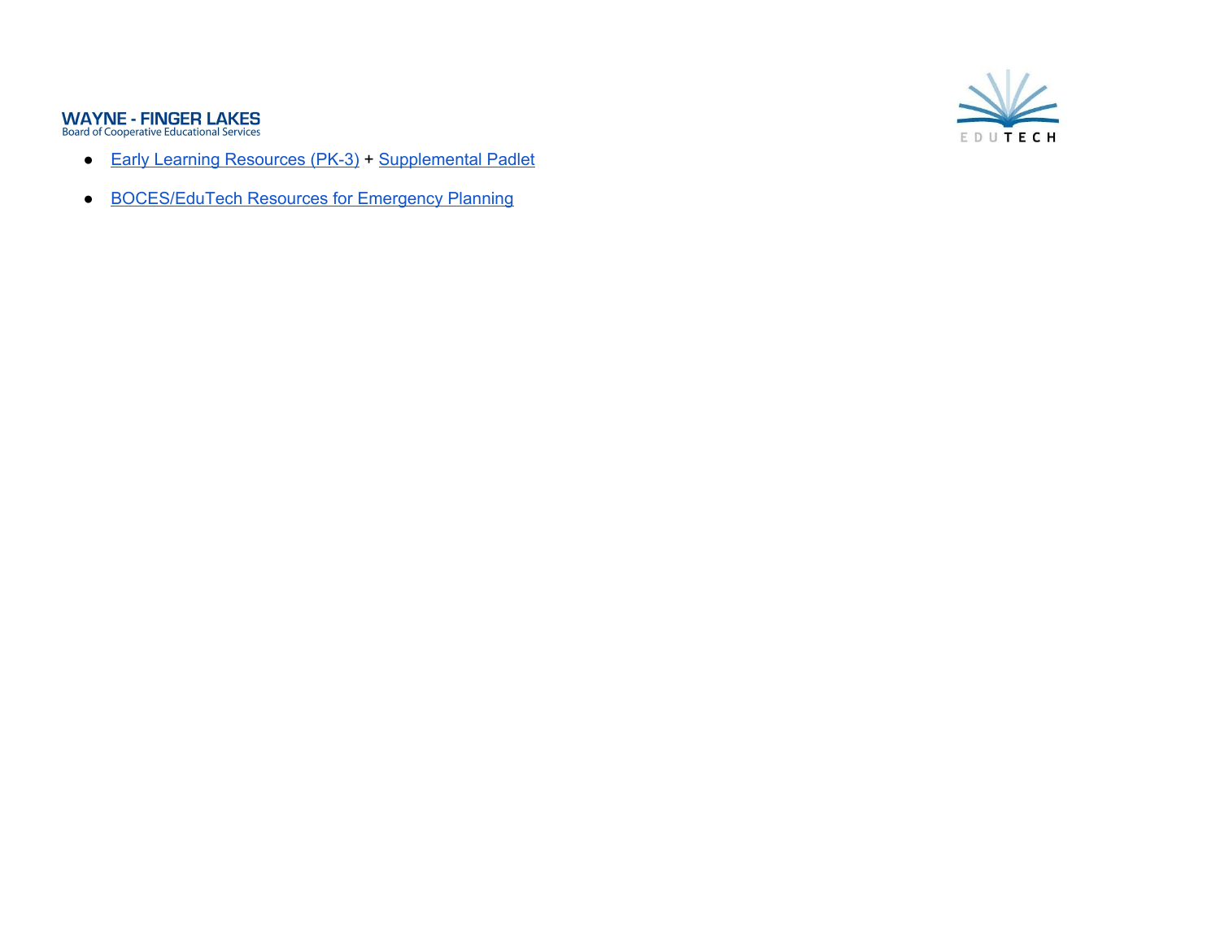- Early Learning Resources (PK-3) + Supplemental Padlet
- BOCES/EduTech Resources for Emergency Planning